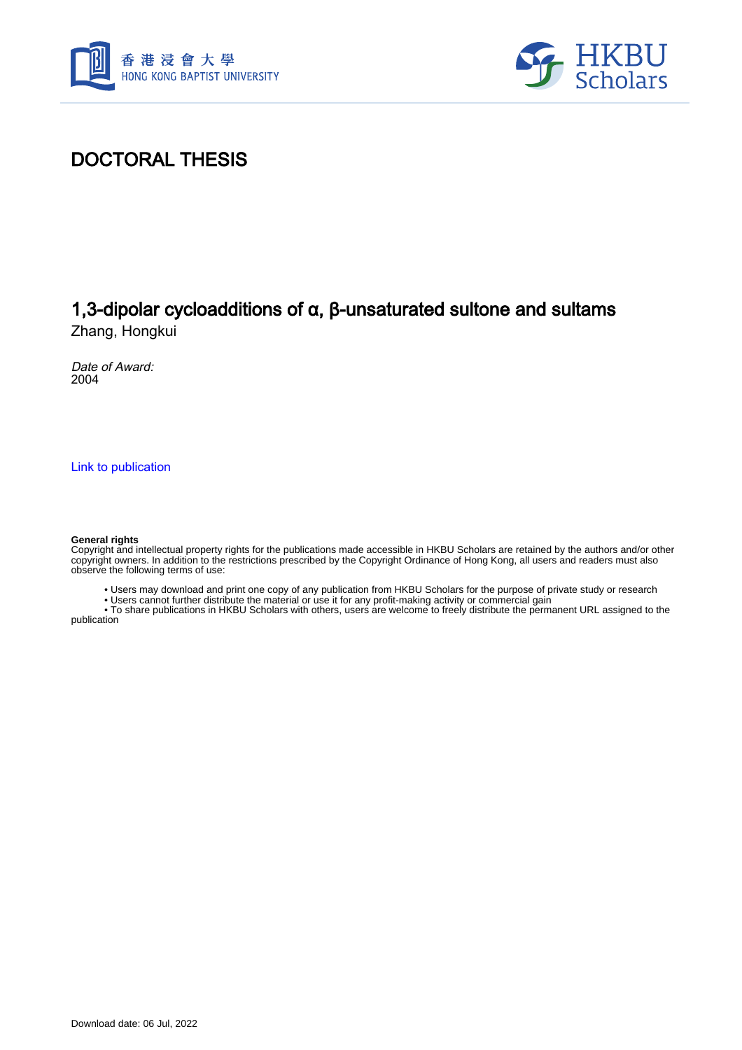# DOCTORAL THESIS

## 1,3-dipolar cycloadditions of α, β-unsaturated sultone and sultams

Zhang, Hongkui

*Date of Award:*
2004

Link to publication

**General rights**
Copyright and intellectual property rights for the publications made accessible in HKBU Scholars are retained by the authors and/or other copyright owners. In addition to the restrictions prescribed by the Copyright Ordinance of Hong Kong, all users and readers must also observe the following terms of use:

- Users may download and print one copy of any publication from HKBU Scholars for the purpose of private study or research
- Users cannot further distribute the material or use it for any profit-making activity or commercial gain
- To share publications in HKBU Scholars with others, users are welcome to freely distribute the permanent URL assigned to the publication

Download date: 06 Jul, 2022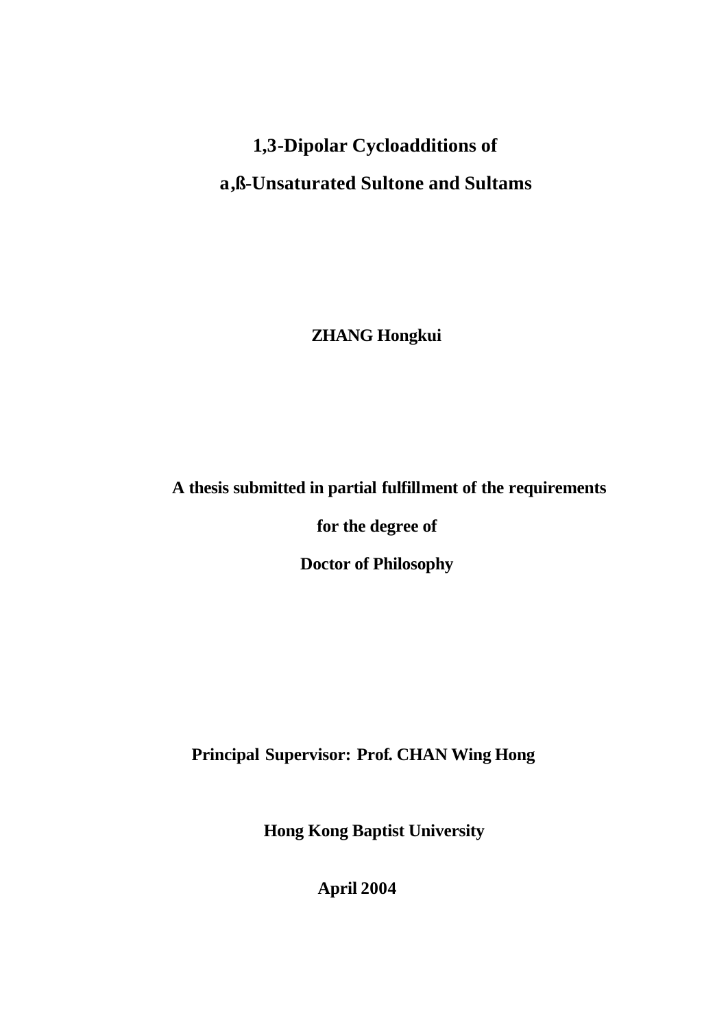# 1,3-Dipolar Cycloadditions of

# a,ß-Unsaturated Sultone and Sultams

**ZHANG Hongkui**

**A thesis submitted in partial fulfillment of the requirements**

**for the degree of**

**Doctor of Philosophy**

**Principal Supervisor: Prof. CHAN Wing Hong**

**Hong Kong Baptist University**

**April 2004**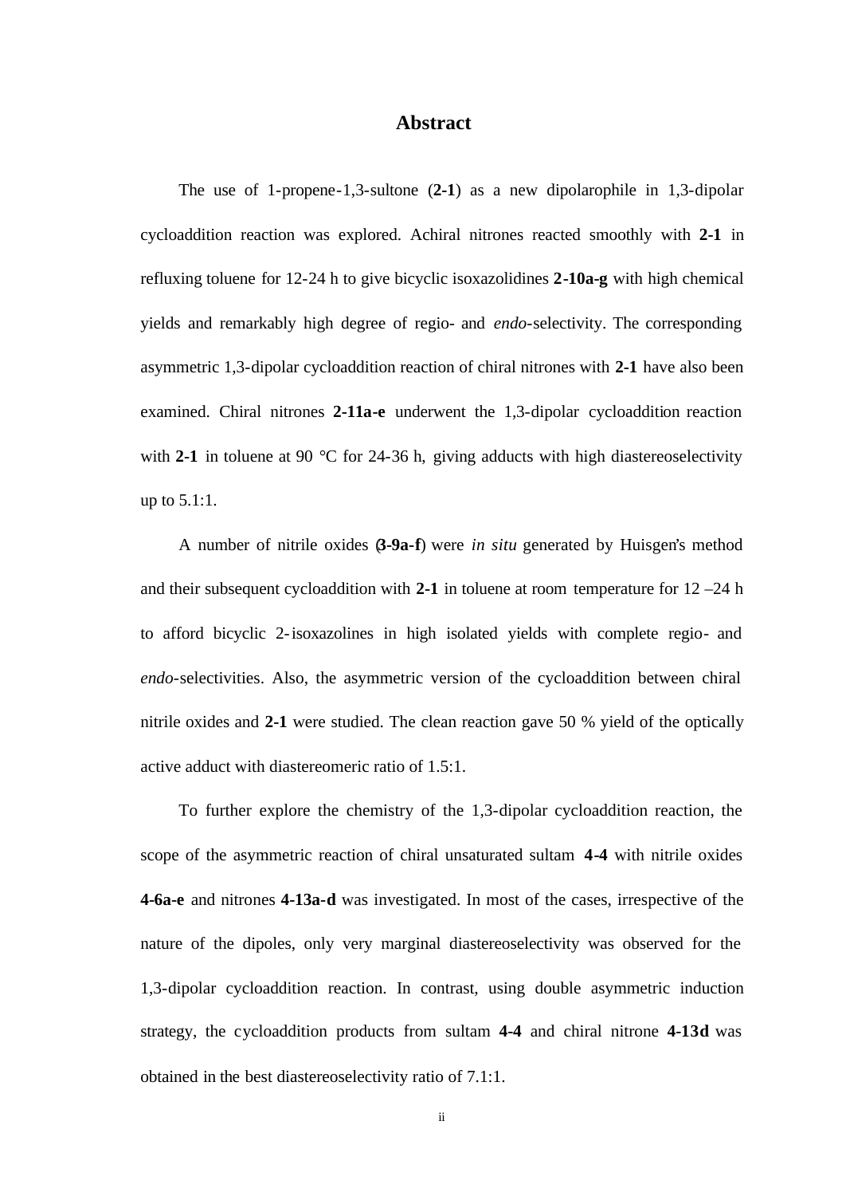# Abstract

The use of 1-propene-1,3-sultone (**2-1**) as a new dipolarophile in 1,3-dipolar cycloaddition reaction was explored. Achiral nitrones reacted smoothly with **2-1** in refluxing toluene for 12-24 h to give bicyclic isoxazolidines **2-10a-g** with high chemical yields and remarkably high degree of regio- and *endo*-selectivity. The corresponding asymmetric 1,3-dipolar cycloaddition reaction of chiral nitrones with **2-1** have also been examined. Chiral nitrones **2-11a-e** underwent the 1,3-dipolar cycloaddition reaction with **2-1** in toluene at 90 °C for 24-36 h, giving adducts with high diastereoselectivity up to 5.1:1.

A number of nitrile oxides (**3-9a-f**) were *in situ* generated by Huisgen's method and their subsequent cycloaddition with **2-1** in toluene at room temperature for 12 –24 h to afford bicyclic 2-isoxazolines in high isolated yields with complete regio- and *endo*-selectivities. Also, the asymmetric version of the cycloaddition between chiral nitrile oxides and **2-1** were studied. The clean reaction gave 50 % yield of the optically active adduct with diastereomeric ratio of 1.5:1.

To further explore the chemistry of the 1,3-dipolar cycloaddition reaction, the scope of the asymmetric reaction of chiral unsaturated sultam **4-4** with nitrile oxides **4-6a-e** and nitrones **4-13a-d** was investigated. In most of the cases, irrespective of the nature of the dipoles, only very marginal diastereoselectivity was observed for the 1,3-dipolar cycloaddition reaction. In contrast, using double asymmetric induction strategy, the cycloaddition products from sultam **4-4** and chiral nitrone **4-13d** was obtained in the best diastereoselectivity ratio of 7.1:1.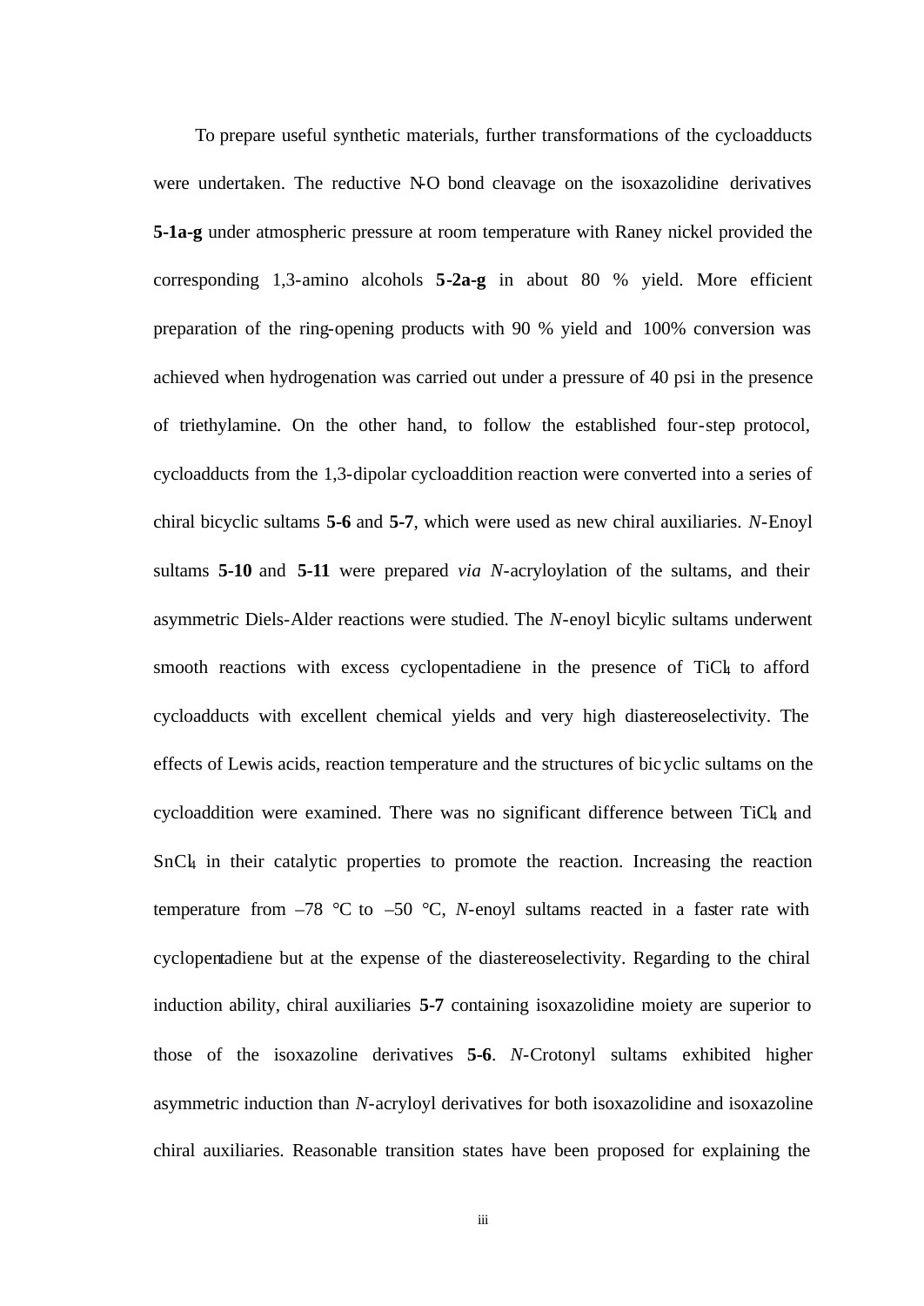To prepare useful synthetic materials, further transformations of the cycloadducts were undertaken. The reductive N-O bond cleavage on the isoxazolidine derivatives **5-1a-g** under atmospheric pressure at room temperature with Raney nickel provided the corresponding 1,3-amino alcohols **5-2a-g** in about 80 % yield. More efficient preparation of the ring-opening products with 90 % yield and 100% conversion was achieved when hydrogenation was carried out under a pressure of 40 psi in the presence of triethylamine. On the other hand, to follow the established four-step protocol, cycloadducts from the 1,3-dipolar cycloaddition reaction were converted into a series of chiral bicyclic sultams **5-6** and **5-7**, which were used as new chiral auxiliaries. *N*-Enoyl sultams **5-10** and **5-11** were prepared *via* *N*-acryloylation of the sultams, and their asymmetric Diels-Alder reactions were studied. The *N*-enoyl bicylic sultams underwent smooth reactions with excess cyclopentadiene in the presence of $TiCl_4$ to afford cycloadducts with excellent chemical yields and very high diastereoselectivity. The effects of Lewis acids, reaction temperature and the structures of bicyclic sultams on the cycloaddition were examined. There was no significant difference between $TiCl_4$ and $SnCl_4$ in their catalytic properties to promote the reaction. Increasing the reaction temperature from –78 °C to –50 °C, *N*-enoyl sultams reacted in a faster rate with cyclopentadiene but at the expense of the diastereoselectivity. Regarding to the chiral induction ability, chiral auxiliaries **5-7** containing isoxazolidine moiety are superior to those of the isoxazoline derivatives **5-6**. *N*-Crotonyl sultams exhibited higher asymmetric induction than *N*-acryloyl derivatives for both isoxazolidine and isoxazoline chiral auxiliaries. Reasonable transition states have been proposed for explaining the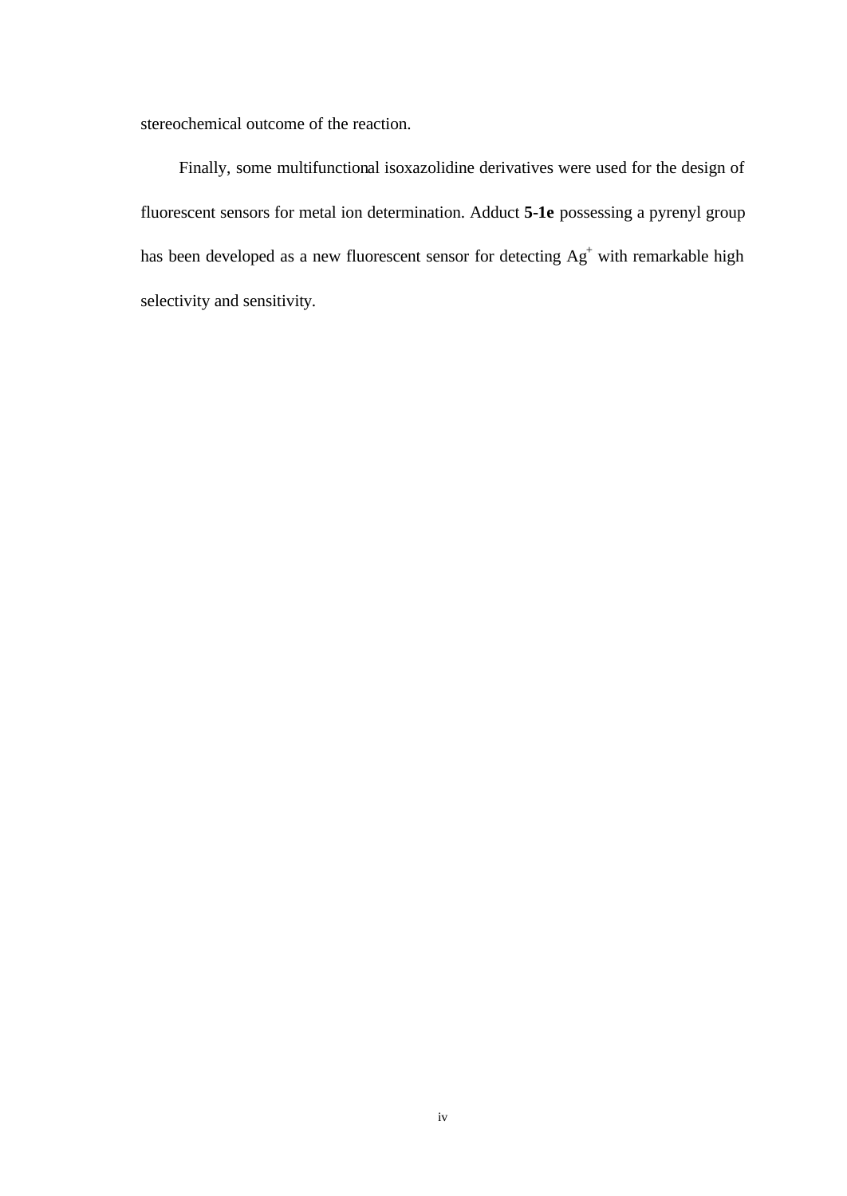stereochemical outcome of the reaction.

Finally, some multifunctional isoxazolidine derivatives were used for the design of fluorescent sensors for metal ion determination. Adduct **5-1e** possessing a pyrenyl group has been developed as a new fluorescent sensor for detecting $Ag^{+}$ with remarkable high selectivity and sensitivity.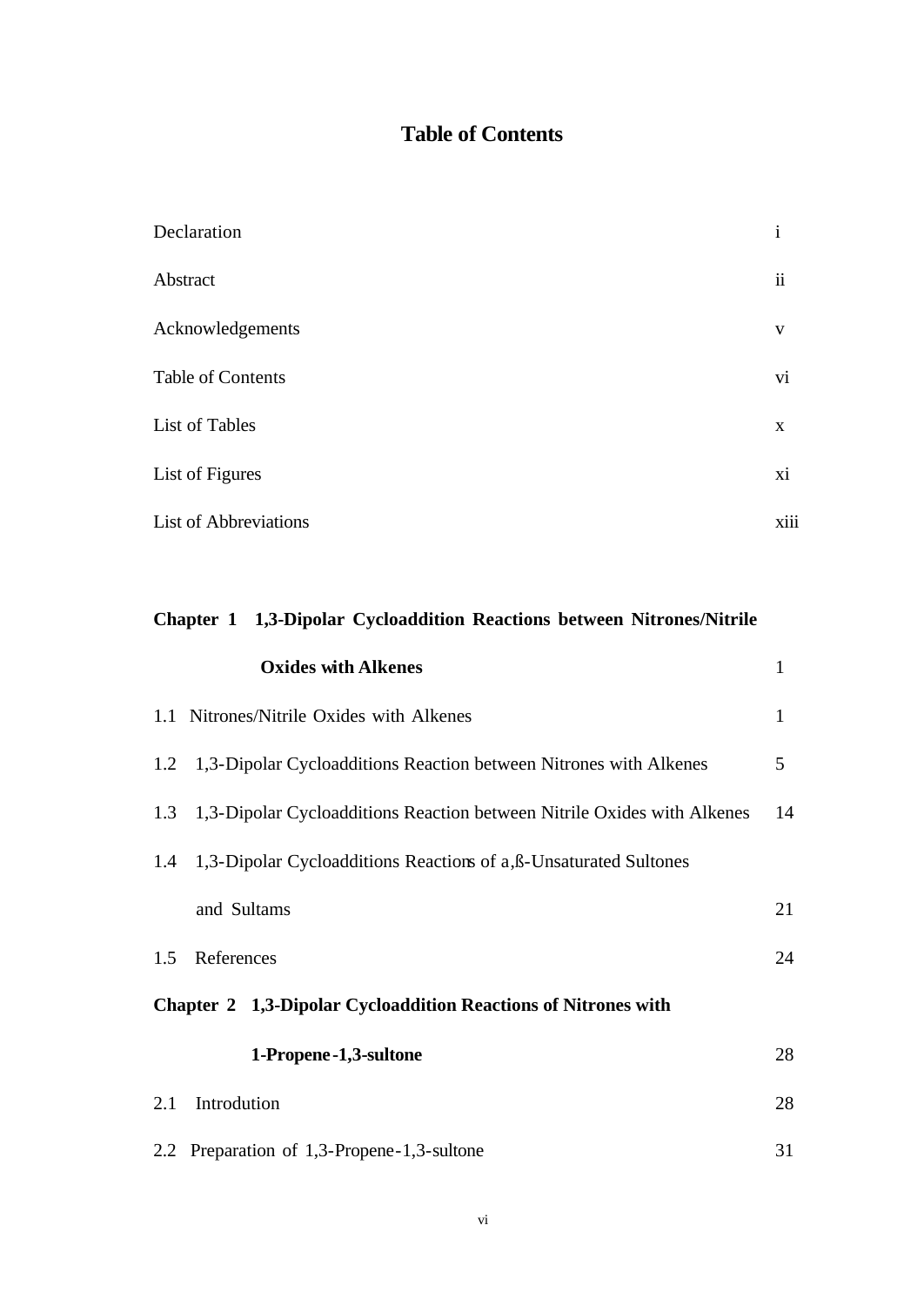# Table of Contents

| | |
|---|---|
| Declaration | i |
| Abstract | ii |
| Acknowledgements | v |
| Table of Contents | vi |
| List of Tables | x |
| List of Figures | xi |
| List of Abbreviations | xiii |

| | |
|---|---|
| **Chapter 1 1,3-Dipolar Cycloaddition Reactions between Nitrones/Nitrile Oxides with Alkenes** | 1 |
| 1.1 Nitrones/Nitrile Oxides with Alkenes | 1 |
| 1.2 1,3-Dipolar Cycloadditions Reaction between Nitrones with Alkenes | 5 |
| 1.3 1,3-Dipolar Cycloadditions Reaction between Nitrile Oxides with Alkenes | 14 |
| 1.4 1,3-Dipolar Cycloadditions Reactions of a,ß-Unsaturated Sultones and Sultams | 21 |
| 1.5 References | 24 |
| **Chapter 2 1,3-Dipolar Cycloaddition Reactions of Nitrones with 1-Propene-1,3-sultone** | 28 |
| 2.1 Introdution | 28 |
| 2.2 Preparation of 1,3-Propene-1,3-sultone | 31 |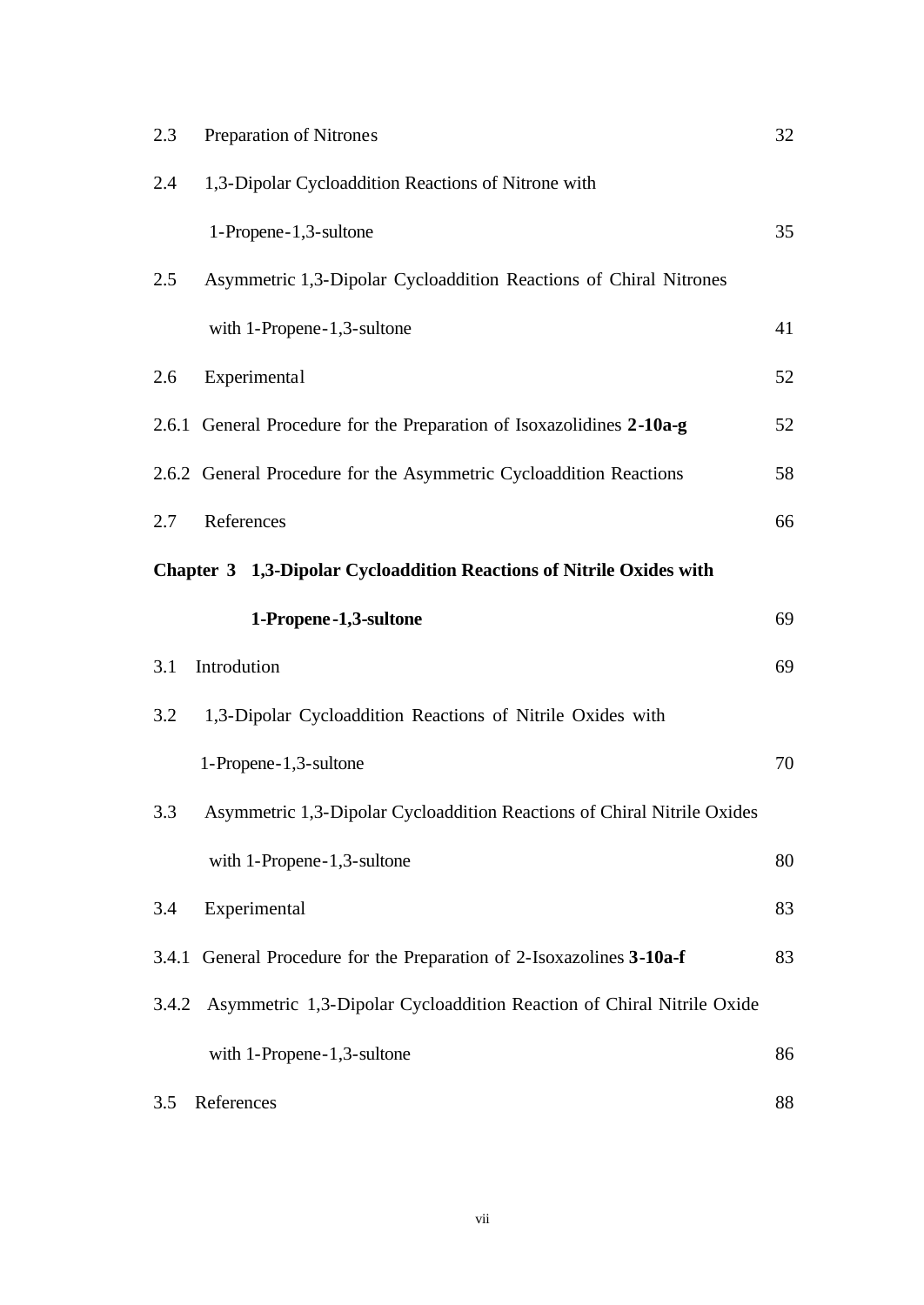2.3 Preparation of Nitrones 32

2.4 1,3-Dipolar Cycloaddition Reactions of Nitrone with 1-Propene-1,3-sultone 35

2.5 Asymmetric 1,3-Dipolar Cycloaddition Reactions of Chiral Nitrones with 1-Propene-1,3-sultone 41

2.6 Experimental 52

2.6.1 General Procedure for the Preparation of Isoxazolidines **2-10a-g** 52

2.6.2 General Procedure for the Asymmetric Cycloaddition Reactions 58

2.7 References 66

**Chapter 3 1,3-Dipolar Cycloaddition Reactions of Nitrile Oxides with 1-Propene-1,3-sultone** 69

3.1 Introdution 69

3.2 1,3-Dipolar Cycloaddition Reactions of Nitrile Oxides with 1-Propene-1,3-sultone 70

3.3 Asymmetric 1,3-Dipolar Cycloaddition Reactions of Chiral Nitrile Oxides with 1-Propene-1,3-sultone 80

3.4 Experimental 83

3.4.1 General Procedure for the Preparation of 2-Isoxazolines **3-10a-f** 83

3.4.2 Asymmetric 1,3-Dipolar Cycloaddition Reaction of Chiral Nitrile Oxide with 1-Propene-1,3-sultone 86

3.5 References 88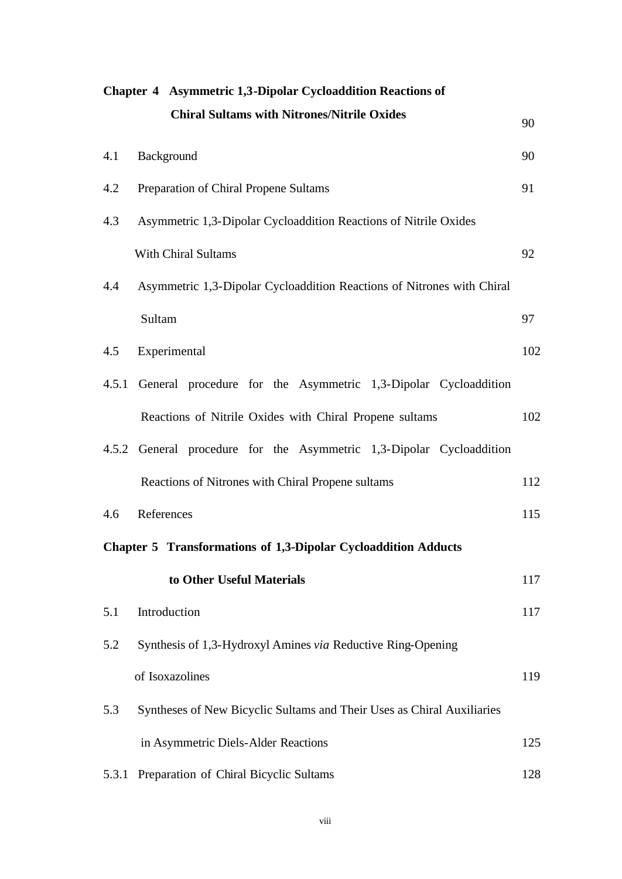**Chapter 4 Asymmetric 1,3-Dipolar Cycloaddition Reactions of Chiral Sultams with Nitrones/Nitrile Oxides** 90

4.1 Background 90

4.2 Preparation of Chiral Propene Sultams 91

4.3 Asymmetric 1,3-Dipolar Cycloaddition Reactions of Nitrile Oxides With Chiral Sultams 92

4.4 Asymmetric 1,3-Dipolar Cycloaddition Reactions of Nitrones with Chiral Sultam 97

4.5 Experimental 102

4.5.1 General procedure for the Asymmetric 1,3-Dipolar Cycloaddition Reactions of Nitrile Oxides with Chiral Propene sultams 102

4.5.2 General procedure for the Asymmetric 1,3-Dipolar Cycloaddition Reactions of Nitrones with Chiral Propene sultams 112

4.6 References 115

**Chapter 5 Transformations of 1,3-Dipolar Cycloaddition Adducts to Other Useful Materials** 117

5.1 Introduction 117

5.2 Synthesis of 1,3-Hydroxyl Amines *via* Reductive Ring-Opening of Isoxazolines 119

5.3 Syntheses of New Bicyclic Sultams and Their Uses as Chiral Auxiliaries in Asymmetric Diels-Alder Reactions 125

5.3.1 Preparation of Chiral Bicyclic Sultams 128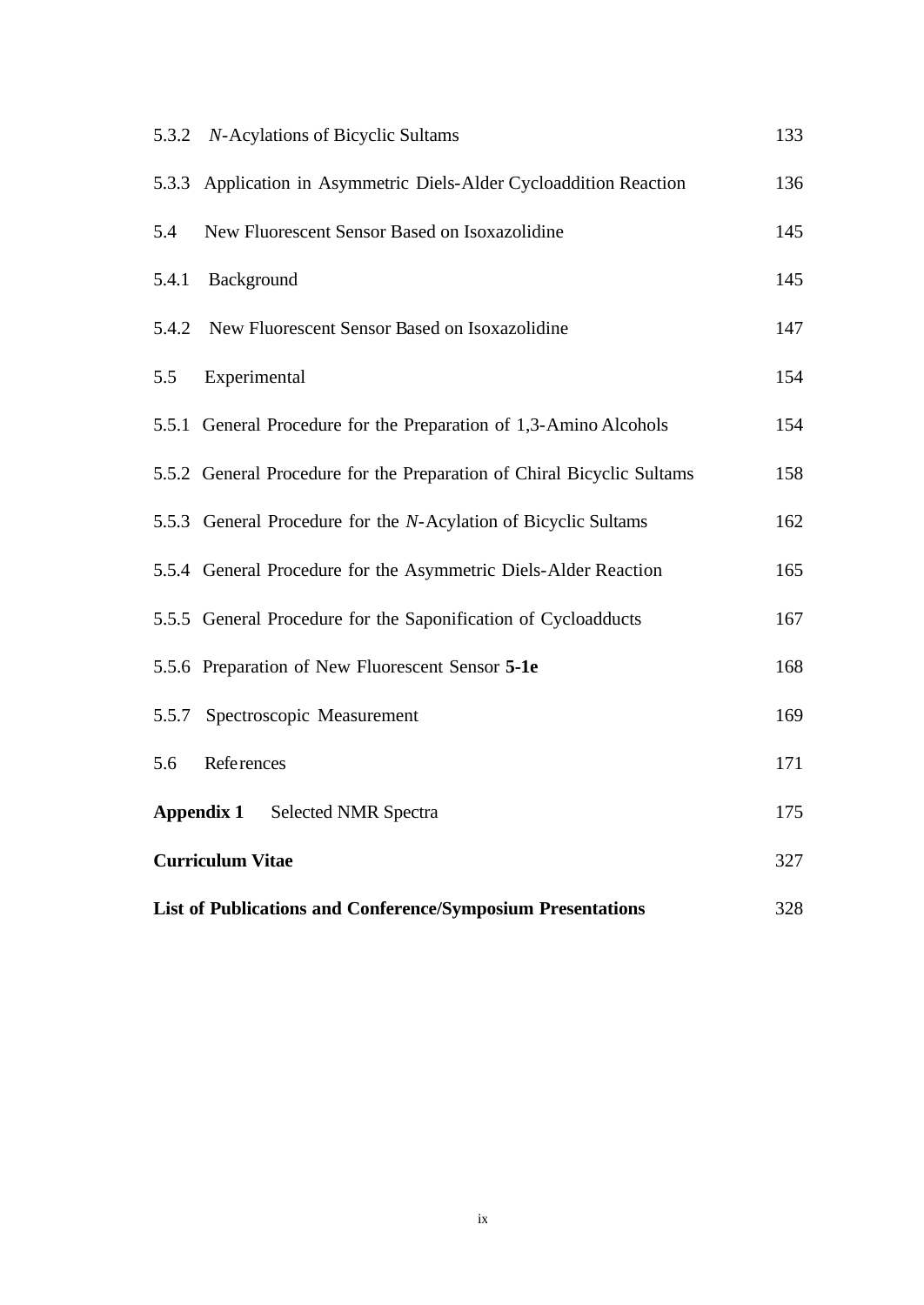| | |
|---|---|
| 5.3.2 *N*-Acylations of Bicyclic Sultams | 133 |
| 5.3.3 Application in Asymmetric Diels-Alder Cycloaddition Reaction | 136 |
| 5.4 New Fluorescent Sensor Based on Isoxazolidine | 145 |
| 5.4.1 Background | 145 |
| 5.4.2 New Fluorescent Sensor Based on Isoxazolidine | 147 |
| 5.5 Experimental | 154 |
| 5.5.1 General Procedure for the Preparation of 1,3-Amino Alcohols | 154 |
| 5.5.2 General Procedure for the Preparation of Chiral Bicyclic Sultams | 158 |
| 5.5.3 General Procedure for the *N*-Acylation of Bicyclic Sultams | 162 |
| 5.5.4 General Procedure for the Asymmetric Diels-Alder Reaction | 165 |
| 5.5.5 General Procedure for the Saponification of Cycloadducts | 167 |
| 5.5.6 Preparation of New Fluorescent Sensor **5-1e** | 168 |
| 5.5.7 Spectroscopic Measurement | 169 |
| 5.6 References | 171 |
| **Appendix 1** Selected NMR Spectra | 175 |
| **Curriculum Vitae** | 327 |
| **List of Publications and Conference/Symposium Presentations** | 328 |